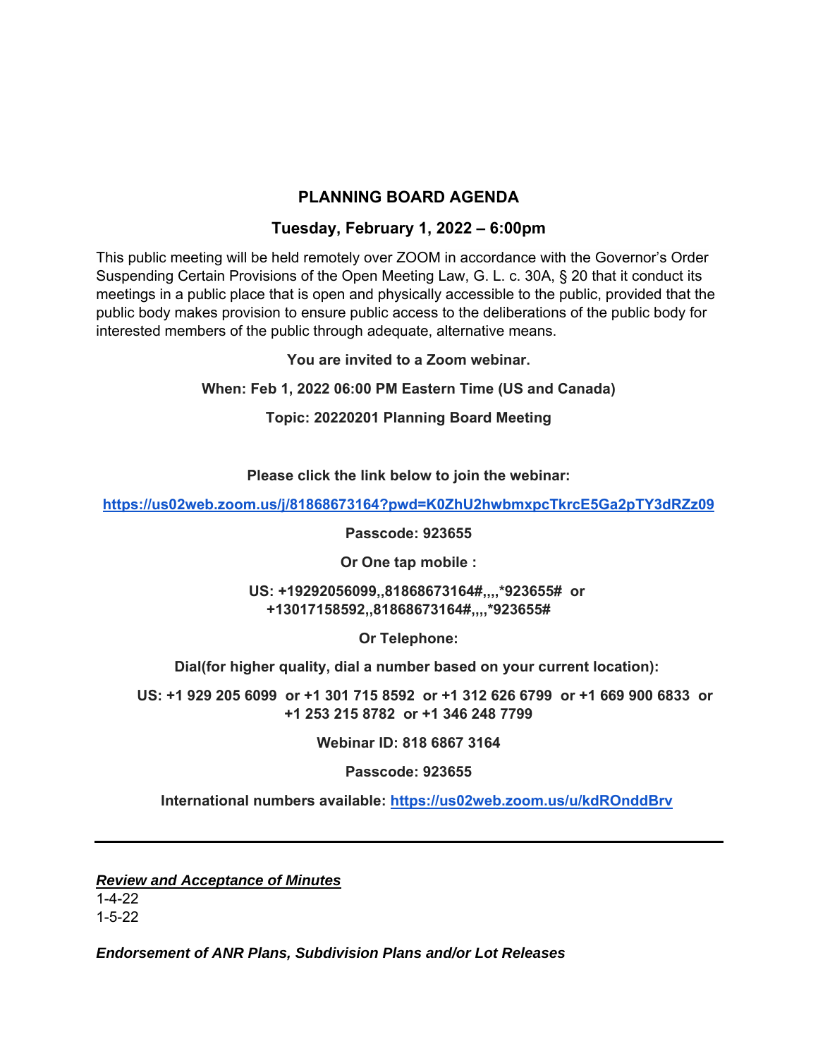# PLANNING BOARD AGENDA

## Tuesday, February 1, 2022 – 6:00pm

This public meeting will be held remotely over ZOOM in accordance with the Governor's Order Suspending Certain Provisions of the Open Meeting Law, G. L. c. 30A, § 20 that it conduct its meetings in a public place that is open and physically accessible to the public, provided that the public body makes provision to ensure public access to the deliberations of the public body for interested members of the public through adequate, alternative means.

**You are invited to a Zoom webinar.**

**When: Feb 1, 2022 06:00 PM Eastern Time (US and Canada)**

**Topic: 20220201 Planning Board Meeting**

**Please click the link below to join the webinar:**

**https://us02web.zoom.us/j/81868673164?pwd=K0ZhU2hwbmxpcTkrcE5Ga2pTY3dRZz09**

**Passcode: 923655**

**Or One tap mobile :**

**US: +19292056099,,81868673164#,,,,*923655# or +13017158592,,81868673164#,,,,*923655#**

**Or Telephone:**

**Dial(for higher quality, dial a number based on your current location):**

**US: +1 929 205 6099 or +1 301 715 8592 or +1 312 626 6799 or +1 669 900 6833 or +1 253 215 8782 or +1 346 248 7799**

**Webinar ID: 818 6867 3164**

**Passcode: 923655**

**International numbers available: https://us02web.zoom.us/u/kdROnddBrv**

---

***Review and Acceptance of Minutes***

1-4-22
1-5-22

***Endorsement of ANR Plans, Subdivision Plans and/or Lot Releases***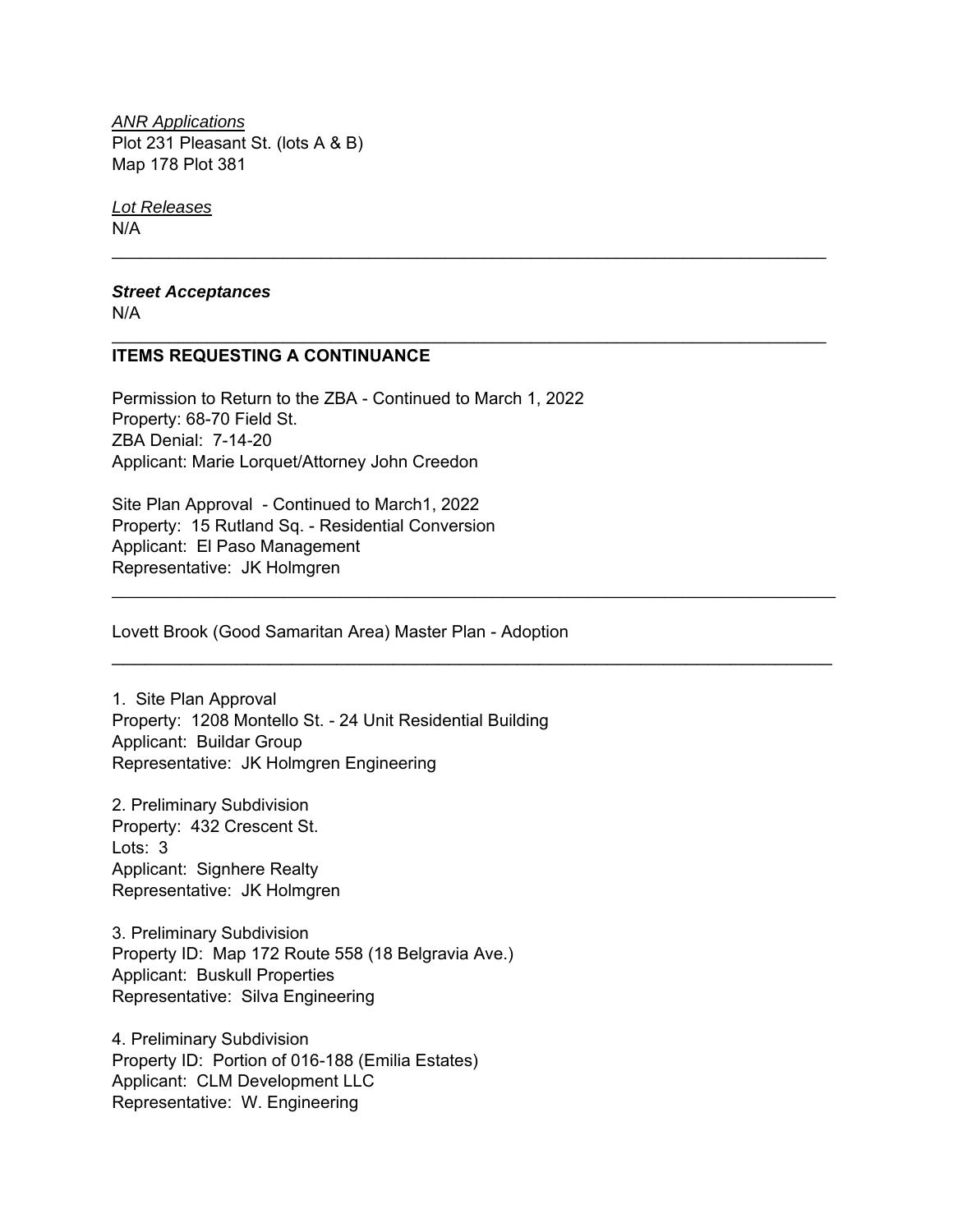*ANR Applications*
Plot 231 Pleasant St. (lots A & B)
Map 178 Plot 381

*Lot Releases*
N/A

---

***Street Acceptances***
N/A

---

**ITEMS REQUESTING A CONTINUANCE**

Permission to Return to the ZBA - Continued to March 1, 2022
Property: 68-70 Field St.
ZBA Denial: 7-14-20
Applicant: Marie Lorquet/Attorney John Creedon

Site Plan Approval - Continued to March1, 2022
Property: 15 Rutland Sq. - Residential Conversion
Applicant: El Paso Management
Representative: JK Holmgren

---

Lovett Brook (Good Samaritan Area) Master Plan - Adoption

---

1. Site Plan Approval
Property: 1208 Montello St. - 24 Unit Residential Building
Applicant: Buildar Group
Representative: JK Holmgren Engineering

2. Preliminary Subdivision
Property: 432 Crescent St.
Lots: 3
Applicant: Signhere Realty
Representative: JK Holmgren

3. Preliminary Subdivision
Property ID: Map 172 Route 558 (18 Belgravia Ave.)
Applicant: Buskull Properties
Representative: Silva Engineering

4. Preliminary Subdivision
Property ID: Portion of 016-188 (Emilia Estates)
Applicant: CLM Development LLC
Representative: W. Engineering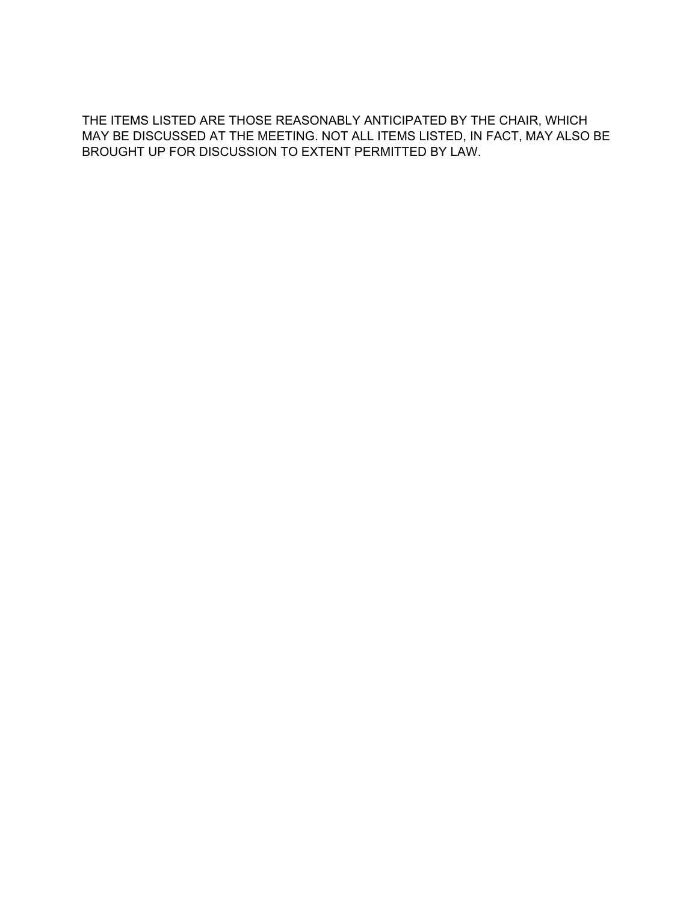THE ITEMS LISTED ARE THOSE REASONABLY ANTICIPATED BY THE CHAIR, WHICH MAY BE DISCUSSED AT THE MEETING. NOT ALL ITEMS LISTED, IN FACT, MAY ALSO BE BROUGHT UP FOR DISCUSSION TO EXTENT PERMITTED BY LAW.